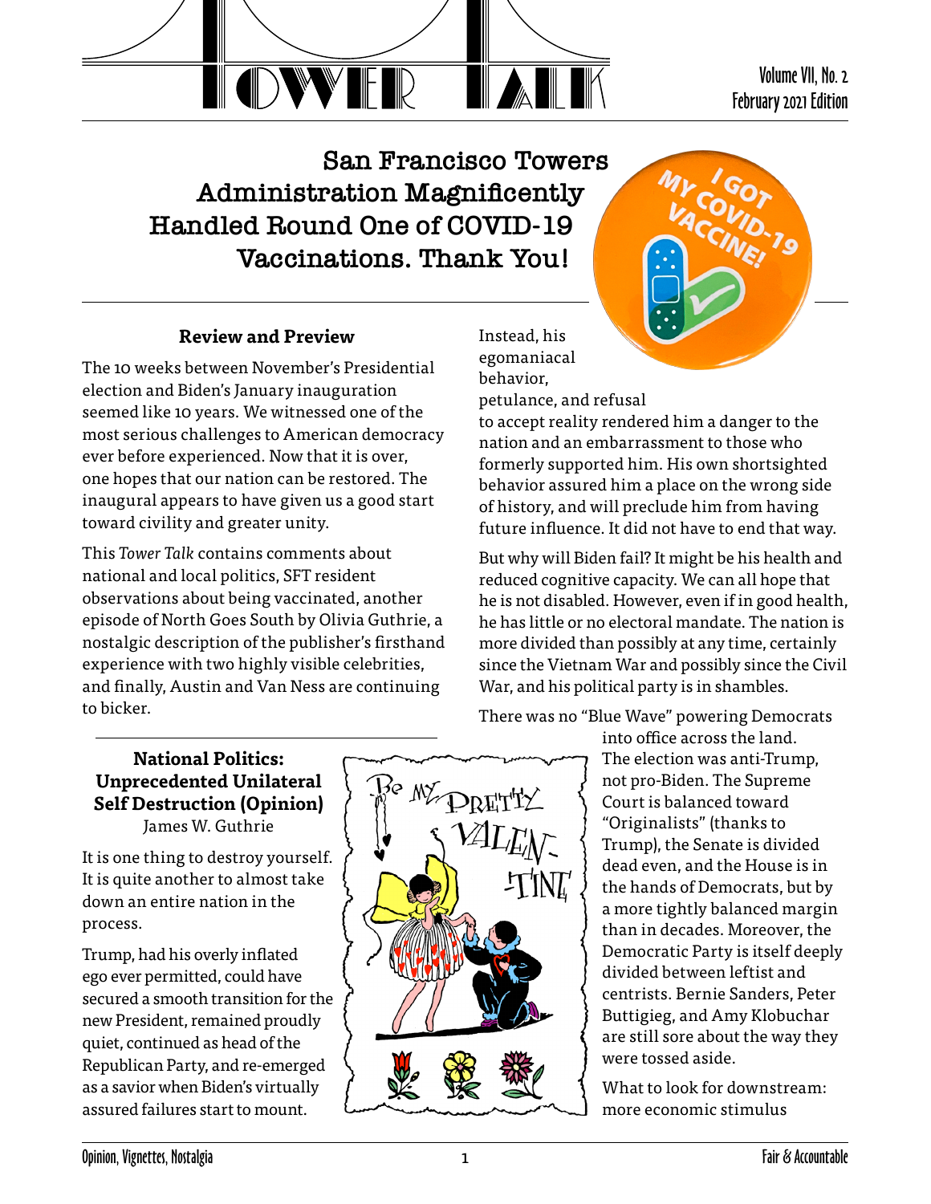# Tower Talk

Volume VII, No. 2
February 2021 Edition

## San Francisco Towers Administration Magnificently Handled Round One of COVID-19 Vaccinations. Thank You!

### Review and Preview

The 10 weeks between November's Presidential election and Biden's January inauguration seemed like 10 years. We witnessed one of the most serious challenges to American democracy ever before experienced. Now that it is over, one hopes that our nation can be restored. The inaugural appears to have given us a good start toward civility and greater unity.

This *Tower Talk* contains comments about national and local politics, SFT resident observations about being vaccinated, another episode of North Goes South by Olivia Guthrie, a nostalgic description of the publisher's firsthand experience with two highly visible celebrities, and finally, Austin and Van Ness are continuing to bicker.

### National Politics: Unprecedented Unilateral Self Destruction (Opinion)

James W. Guthrie

It is one thing to destroy yourself. It is quite another to almost take down an entire nation in the process.

Trump, had his overly inflated ego ever permitted, could have secured a smooth transition for the new President, remained proudly quiet, continued as head of the Republican Party, and re-emerged as a savior when Biden's virtually assured failures start to mount. Instead, his egomaniacal behavior, petulance, and refusal to accept reality rendered him a danger to the nation and an embarrassment to those who formerly supported him. His own shortsighted behavior assured him a place on the wrong side of history, and will preclude him from having future influence. It did not have to end that way.

But why will Biden fail? It might be his health and reduced cognitive capacity. We can all hope that he is not disabled. However, even if in good health, he has little or no electoral mandate. The nation is more divided than possibly at any time, certainly since the Vietnam War and possibly since the Civil War, and his political party is in shambles.

There was no "Blue Wave" powering Democrats into office across the land. The election was anti-Trump, not pro-Biden. The Supreme Court is balanced toward "Originalists" (thanks to Trump), the Senate is divided dead even, and the House is in the hands of Democrats, but by a more tightly balanced margin than in decades. Moreover, the Democratic Party is itself deeply divided between leftist and centrists. Bernie Sanders, Peter Buttigieg, and Amy Klobuchar are still sore about the way they were tossed aside.

What to look for downstream: more economic stimulus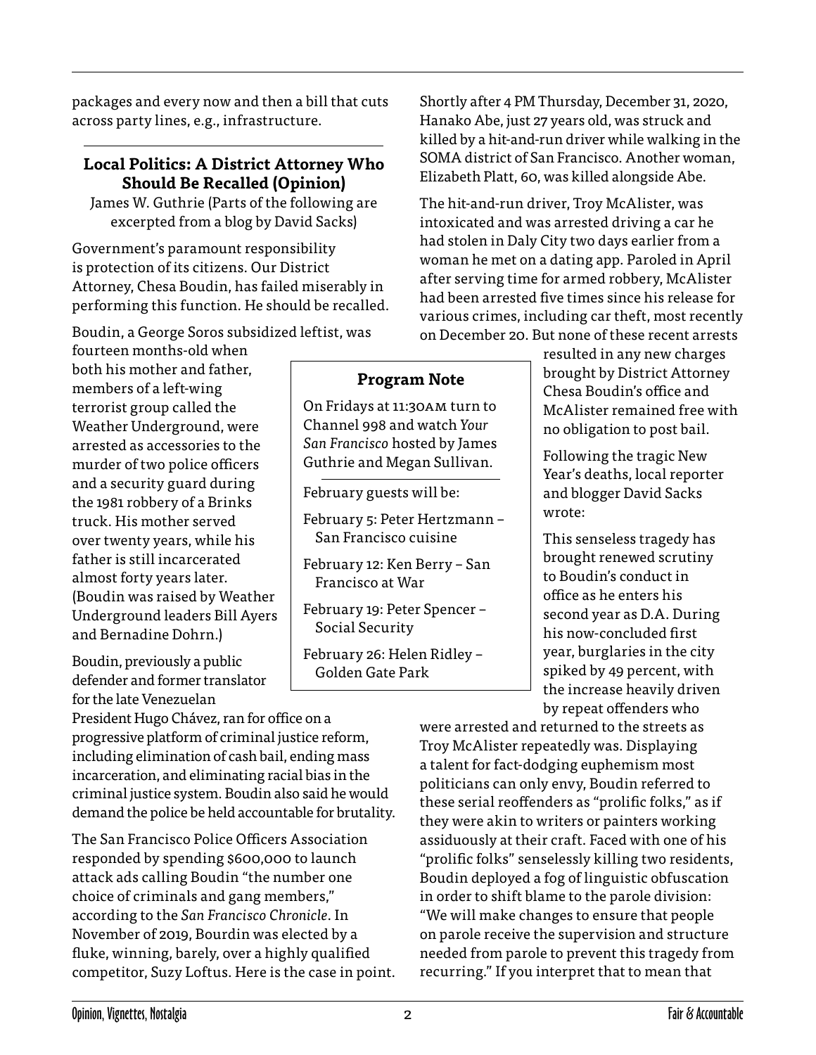packages and every now and then a bill that cuts across party lines, e.g., infrastructure.

### Local Politics: A District Attorney Who Should Be Recalled (Opinion)

James W. Guthrie (Parts of the following are excerpted from a blog by David Sacks)

Government's paramount responsibility is protection of its citizens. Our District Attorney, Chesa Boudin, has failed miserably in performing this function. He should be recalled.

Boudin, a George Soros subsidized leftist, was fourteen months-old when both his mother and father, members of a left-wing terrorist group called the Weather Underground, were arrested as accessories to the murder of two police officers and a security guard during the 1981 robbery of a Brinks truck. His mother served over twenty years, while his father is still incarcerated almost forty years later. (Boudin was raised by Weather Underground leaders Bill Ayers and Bernadine Dohrn.)

Boudin, previously a public defender and former translator for the late Venezuelan President Hugo Chávez, ran for office on a progressive platform of criminal justice reform, including elimination of cash bail, ending mass incarceration, and eliminating racial bias in the criminal justice system. Boudin also said he would demand the police be held accountable for brutality.

The San Francisco Police Officers Association responded by spending $600,000 to launch attack ads calling Boudin "the number one choice of criminals and gang members," according to the *San Francisco Chronicle*. In November of 2019, Bourdin was elected by a fluke, winning, barely, over a highly qualified competitor, Suzy Loftus. Here is the case in point.

Shortly after 4 PM Thursday, December 31, 2020, Hanako Abe, just 27 years old, was struck and killed by a hit-and-run driver while walking in the SOMA district of San Francisco. Another woman, Elizabeth Platt, 60, was killed alongside Abe.

The hit-and-run driver, Troy McAlister, was intoxicated and was arrested driving a car he had stolen in Daly City two days earlier from a woman he met on a dating app. Paroled in April after serving time for armed robbery, McAlister had been arrested five times since his release for various crimes, including car theft, most recently on December 20. But none of these recent arrests resulted in any new charges brought by District Attorney Chesa Boudin's office and McAlister remained free with no obligation to post bail.

Following the tragic New Year's deaths, local reporter and blogger David Sacks wrote:

This senseless tragedy has brought renewed scrutiny to Boudin's conduct in office as he enters his second year as D.A. During his now-concluded first year, burglaries in the city spiked by 49 percent, with the increase heavily driven by repeat offenders who were arrested and returned to the streets as Troy McAlister repeatedly was. Displaying a talent for fact-dodging euphemism most politicians can only envy, Boudin referred to these serial reoffenders as "prolific folks," as if they were akin to writers or painters working assiduously at their craft. Faced with one of his "prolific folks" senselessly killing two residents, Boudin deployed a fog of linguistic obfuscation in order to shift blame to the parole division: "We will make changes to ensure that people on parole receive the supervision and structure needed from parole to prevent this tragedy from recurring." If you interpret that to mean that

---

**Program Note**

On Fridays at 11:30AM turn to Channel 998 and watch *Your San Francisco* hosted by James Guthrie and Megan Sullivan.

February guests will be:

- February 5: Peter Hertzmann – San Francisco cuisine
- February 12: Ken Berry – San Francisco at War
- February 19: Peter Spencer – Social Security
- February 26: Helen Ridley – Golden Gate Park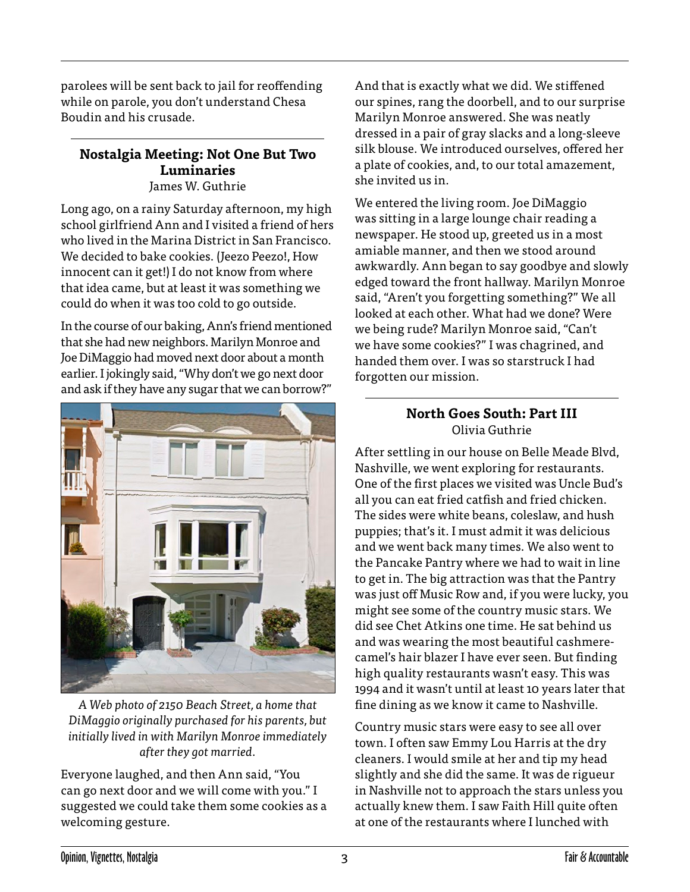parolees will be sent back to jail for reoffending while on parole, you don't understand Chesa Boudin and his crusade.

### Nostalgia Meeting: Not One But Two Luminaries

James W. Guthrie

Long ago, on a rainy Saturday afternoon, my high school girlfriend Ann and I visited a friend of hers who lived in the Marina District in San Francisco. We decided to bake cookies. (Jeezo Peezo!, How innocent can it get!) I do not know from where that idea came, but at least it was something we could do when it was too cold to go outside.

In the course of our baking, Ann's friend mentioned that she had new neighbors. Marilyn Monroe and Joe DiMaggio had moved next door about a month earlier. I jokingly said, "Why don't we go next door and ask if they have any sugar that we can borrow?"

*A Web photo of 2150 Beach Street, a home that DiMaggio originally purchased for his parents, but initially lived in with Marilyn Monroe immediately after they got married.*

Everyone laughed, and then Ann said, "You can go next door and we will come with you." I suggested we could take them some cookies as a welcoming gesture.

And that is exactly what we did. We stiffened our spines, rang the doorbell, and to our surprise Marilyn Monroe answered. She was neatly dressed in a pair of gray slacks and a long-sleeve silk blouse. We introduced ourselves, offered her a plate of cookies, and, to our total amazement, she invited us in.

We entered the living room. Joe DiMaggio was sitting in a large lounge chair reading a newspaper. He stood up, greeted us in a most amiable manner, and then we stood around awkwardly. Ann began to say goodbye and slowly edged toward the front hallway. Marilyn Monroe said, "Aren't you forgetting something?" We all looked at each other. What had we done? Were we being rude? Marilyn Monroe said, "Can't we have some cookies?" I was chagrined, and handed them over. I was so starstruck I had forgotten our mission.

### North Goes South: Part III

Olivia Guthrie

After settling in our house on Belle Meade Blvd, Nashville, we went exploring for restaurants. One of the first places we visited was Uncle Bud's all you can eat fried catfish and fried chicken. The sides were white beans, coleslaw, and hush puppies; that's it. I must admit it was delicious and we went back many times. We also went to the Pancake Pantry where we had to wait in line to get in. The big attraction was that the Pantry was just off Music Row and, if you were lucky, you might see some of the country music stars. We did see Chet Atkins one time. He sat behind us and was wearing the most beautiful cashmere-camel's hair blazer I have ever seen. But finding high quality restaurants wasn't easy. This was 1994 and it wasn't until at least 10 years later that fine dining as we know it came to Nashville.

Country music stars were easy to see all over town. I often saw Emmy Lou Harris at the dry cleaners. I would smile at her and tip my head slightly and she did the same. It was de rigueur in Nashville not to approach the stars unless you actually knew them. I saw Faith Hill quite often at one of the restaurants where I lunched with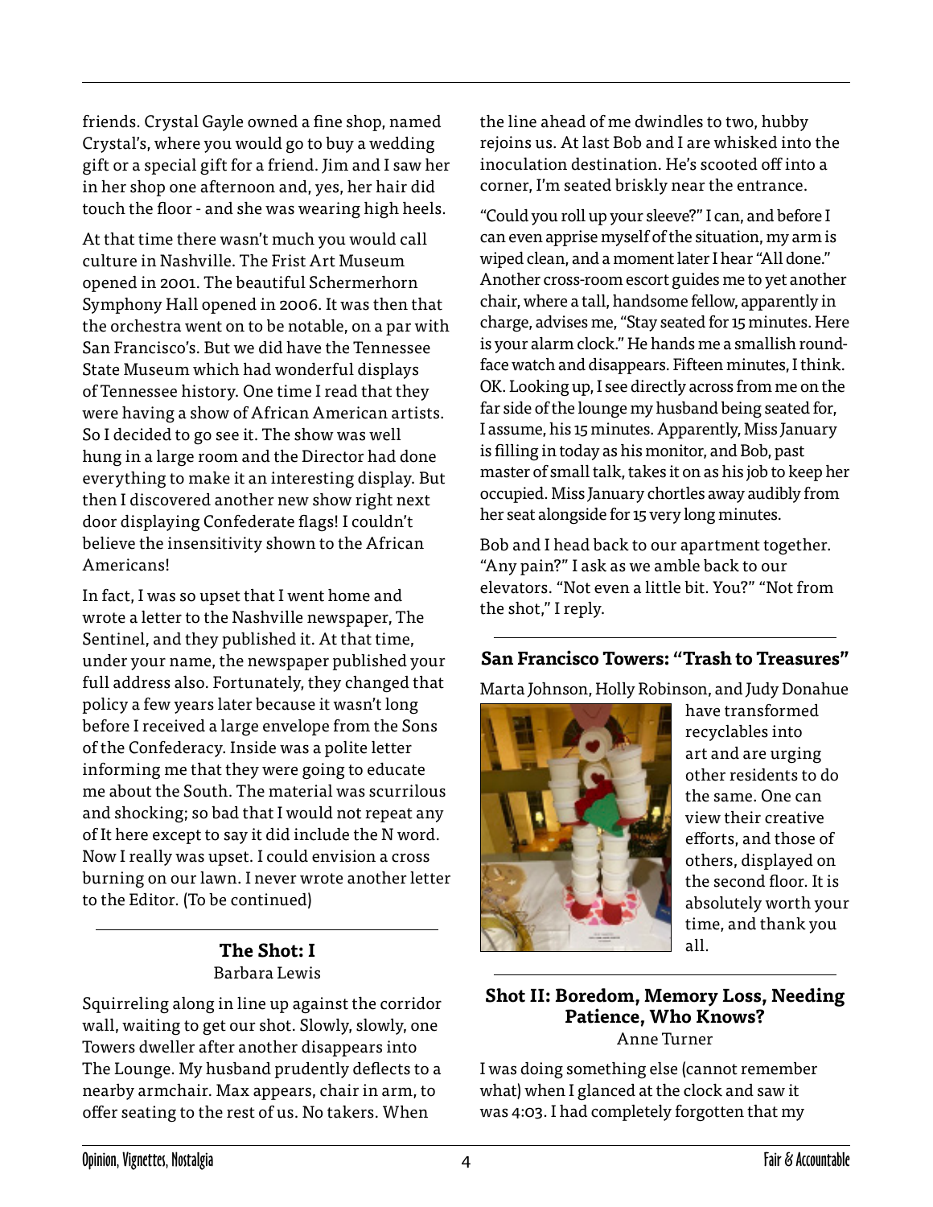friends. Crystal Gayle owned a fine shop, named Crystal's, where you would go to buy a wedding gift or a special gift for a friend. Jim and I saw her in her shop one afternoon and, yes, her hair did touch the floor - and she was wearing high heels.

At that time there wasn't much you would call culture in Nashville. The Frist Art Museum opened in 2001. The beautiful Schermerhorn Symphony Hall opened in 2006. It was then that the orchestra went on to be notable, on a par with San Francisco's. But we did have the Tennessee State Museum which had wonderful displays of Tennessee history. One time I read that they were having a show of African American artists. So I decided to go see it. The show was well hung in a large room and the Director had done everything to make it an interesting display. But then I discovered another new show right next door displaying Confederate flags! I couldn't believe the insensitivity shown to the African Americans!

In fact, I was so upset that I went home and wrote a letter to the Nashville newspaper, The Sentinel, and they published it. At that time, under your name, the newspaper published your full address also. Fortunately, they changed that policy a few years later because it wasn't long before I received a large envelope from the Sons of the Confederacy. Inside was a polite letter informing me that they were going to educate me about the South. The material was scurrilous and shocking; so bad that I would not repeat any of It here except to say it did include the N word. Now I really was upset. I could envision a cross burning on our lawn. I never wrote another letter to the Editor. (To be continued)

## The Shot: I

Barbara Lewis

Squirreling along in line up against the corridor wall, waiting to get our shot. Slowly, slowly, one Towers dweller after another disappears into The Lounge. My husband prudently deflects to a nearby armchair. Max appears, chair in arm, to offer seating to the rest of us. No takers. When the line ahead of me dwindles to two, hubby rejoins us. At last Bob and I are whisked into the inoculation destination. He's scooted off into a corner, I'm seated briskly near the entrance.

"Could you roll up your sleeve?" I can, and before I can even apprise myself of the situation, my arm is wiped clean, and a moment later I hear "All done." Another cross-room escort guides me to yet another chair, where a tall, handsome fellow, apparently in charge, advises me, "Stay seated for 15 minutes. Here is your alarm clock." He hands me a smallish round-face watch and disappears. Fifteen minutes, I think. OK. Looking up, I see directly across from me on the far side of the lounge my husband being seated for, I assume, his 15 minutes. Apparently, Miss January is filling in today as his monitor, and Bob, past master of small talk, takes it on as his job to keep her occupied. Miss January chortles away audibly from her seat alongside for 15 very long minutes.

Bob and I head back to our apartment together. "Any pain?" I ask as we amble back to our elevators. "Not even a little bit. You?" "Not from the shot," I reply.

## San Francisco Towers: "Trash to Treasures"

Marta Johnson, Holly Robinson, and Judy Donahue have transformed recyclables into art and are urging other residents to do the same. One can view their creative efforts, and those of others, displayed on the second floor. It is absolutely worth your time, and thank you all.

## Shot II: Boredom, Memory Loss, Needing Patience, Who Knows?

Anne Turner

I was doing something else (cannot remember what) when I glanced at the clock and saw it was 4:03. I had completely forgotten that my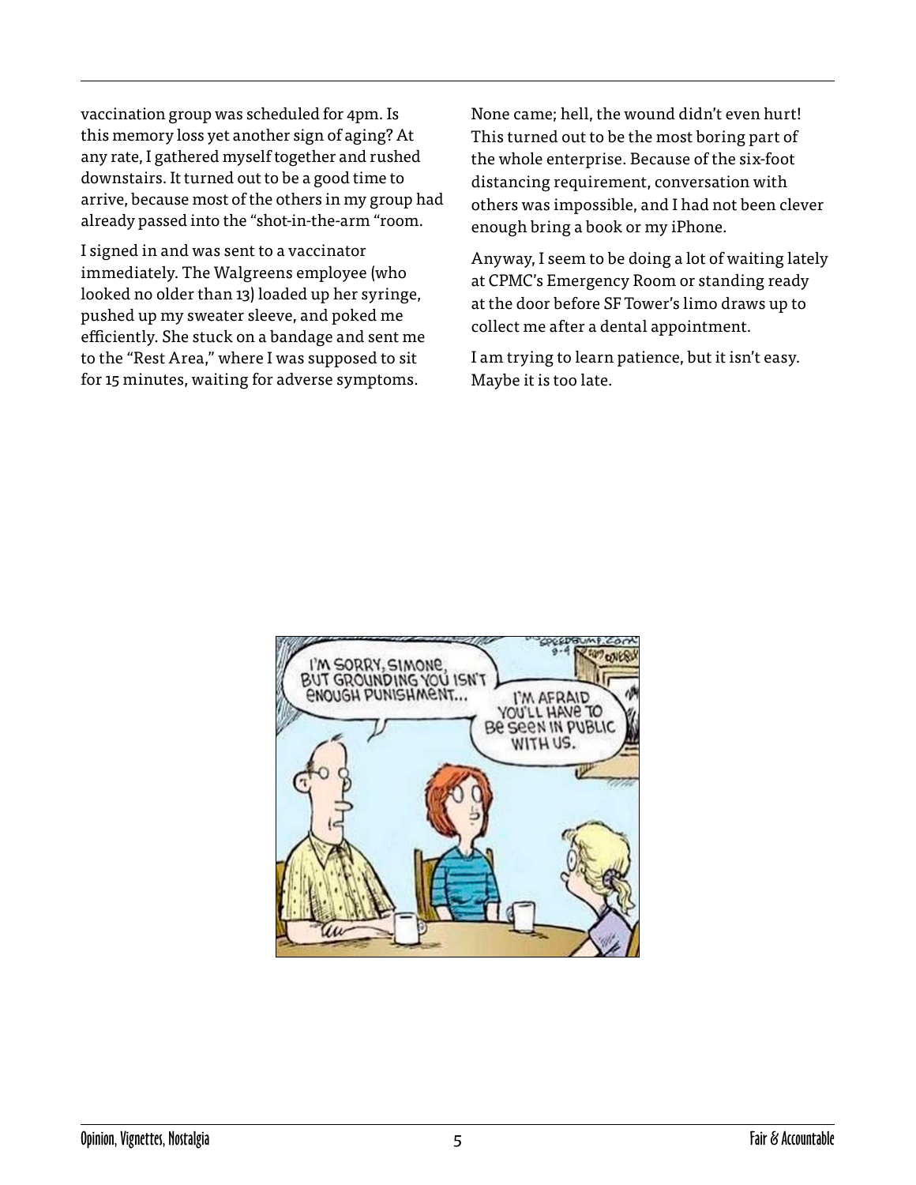vaccination group was scheduled for 4pm. Is this memory loss yet another sign of aging? At any rate, I gathered myself together and rushed downstairs. It turned out to be a good time to arrive, because most of the others in my group had already passed into the "shot-in-the-arm "room.

I signed in and was sent to a vaccinator immediately. The Walgreens employee (who looked no older than 13) loaded up her syringe, pushed up my sweater sleeve, and poked me efficiently. She stuck on a bandage and sent me to the "Rest Area," where I was supposed to sit for 15 minutes, waiting for adverse symptoms.

None came; hell, the wound didn't even hurt! This turned out to be the most boring part of the whole enterprise. Because of the six-foot distancing requirement, conversation with others was impossible, and I had not been clever enough bring a book or my iPhone.

Anyway, I seem to be doing a lot of waiting lately at CPMC's Emergency Room or standing ready at the door before SF Tower's limo draws up to collect me after a dental appointment.

I am trying to learn patience, but it isn't easy. Maybe it is too late.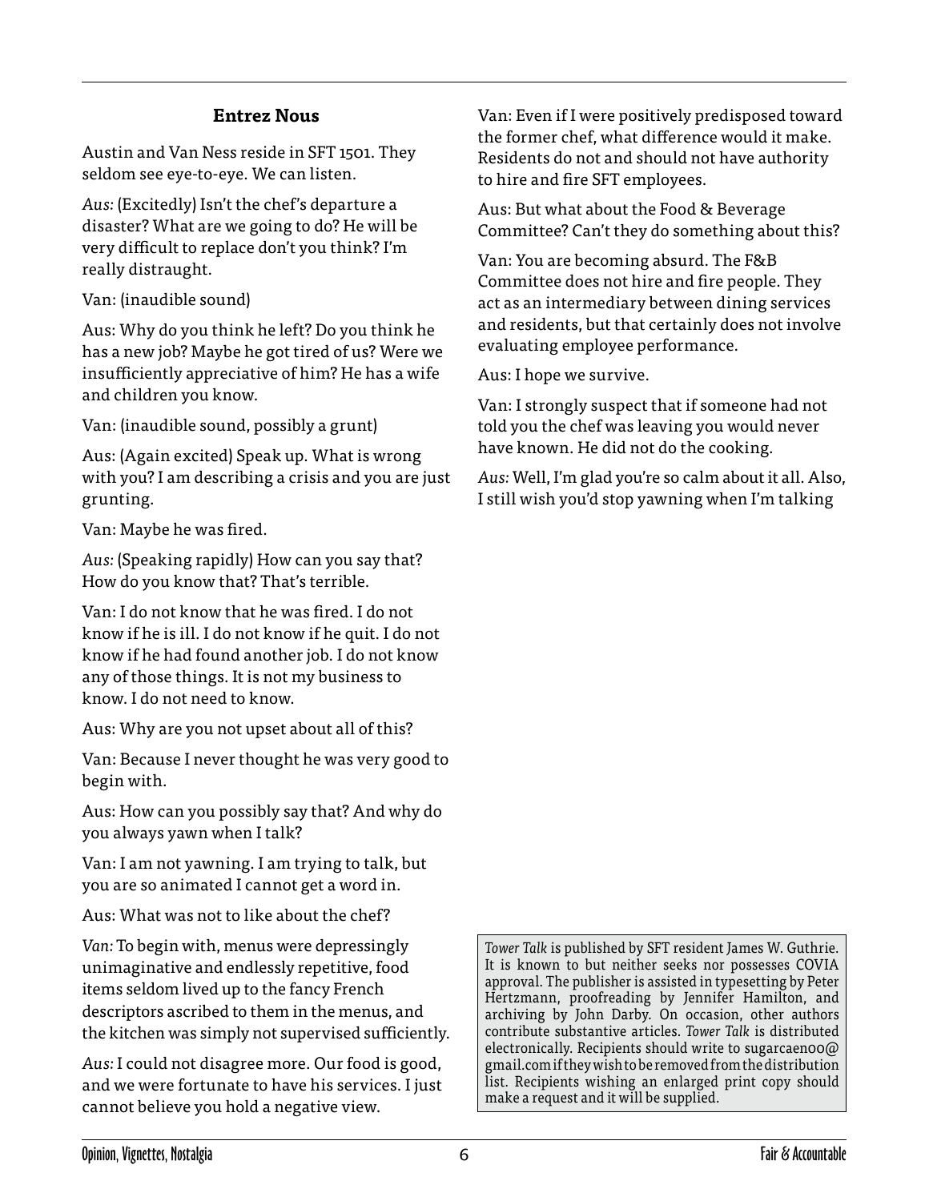## Entrez Nous

Austin and Van Ness reside in SFT 1501. They seldom see eye-to-eye. We can listen.

*Aus:* (Excitedly) Isn't the chef's departure a disaster? What are we going to do? He will be very difficult to replace don't you think? I'm really distraught.

Van: (inaudible sound)

Aus: Why do you think he left? Do you think he has a new job? Maybe he got tired of us? Were we insufficiently appreciative of him? He has a wife and children you know.

Van: (inaudible sound, possibly a grunt)

Aus: (Again excited) Speak up. What is wrong with you? I am describing a crisis and you are just grunting.

Van: Maybe he was fired.

*Aus:* (Speaking rapidly) How can you say that? How do you know that? That's terrible.

Van: I do not know that he was fired. I do not know if he is ill. I do not know if he quit. I do not know if he had found another job. I do not know any of those things. It is not my business to know. I do not need to know.

Aus: Why are you not upset about all of this?

Van: Because I never thought he was very good to begin with.

Aus: How can you possibly say that? And why do you always yawn when I talk?

Van: I am not yawning. I am trying to talk, but you are so animated I cannot get a word in.

Aus: What was not to like about the chef?

*Van:* To begin with, menus were depressingly unimaginative and endlessly repetitive, food items seldom lived up to the fancy French descriptors ascribed to them in the menus, and the kitchen was simply not supervised sufficiently.

*Aus:* I could not disagree more. Our food is good, and we were fortunate to have his services. I just cannot believe you hold a negative view.

Van: Even if I were positively predisposed toward the former chef, what difference would it make. Residents do not and should not have authority to hire and fire SFT employees.

Aus: But what about the Food & Beverage Committee? Can't they do something about this?

Van: You are becoming absurd. The F&B Committee does not hire and fire people. They act as an intermediary between dining services and residents, but that certainly does not involve evaluating employee performance.

Aus: I hope we survive.

Van: I strongly suspect that if someone had not told you the chef was leaving you would never have known. He did not do the cooking.

*Aus:* Well, I'm glad you're so calm about it all. Also, I still wish you'd stop yawning when I'm talking

*Tower Talk* is published by SFT resident James W. Guthrie. It is known to but neither seeks nor possesses COVIA approval. The publisher is assisted in typesetting by Peter Hertzmann, proofreading by Jennifer Hamilton, and archiving by John Darby. On occasion, other authors contribute substantive articles. *Tower Talk* is distributed electronically. Recipients should write to sugarcaen00@gmail.com if they wish to be removed from the distribution list. Recipients wishing an enlarged print copy should make a request and it will be supplied.